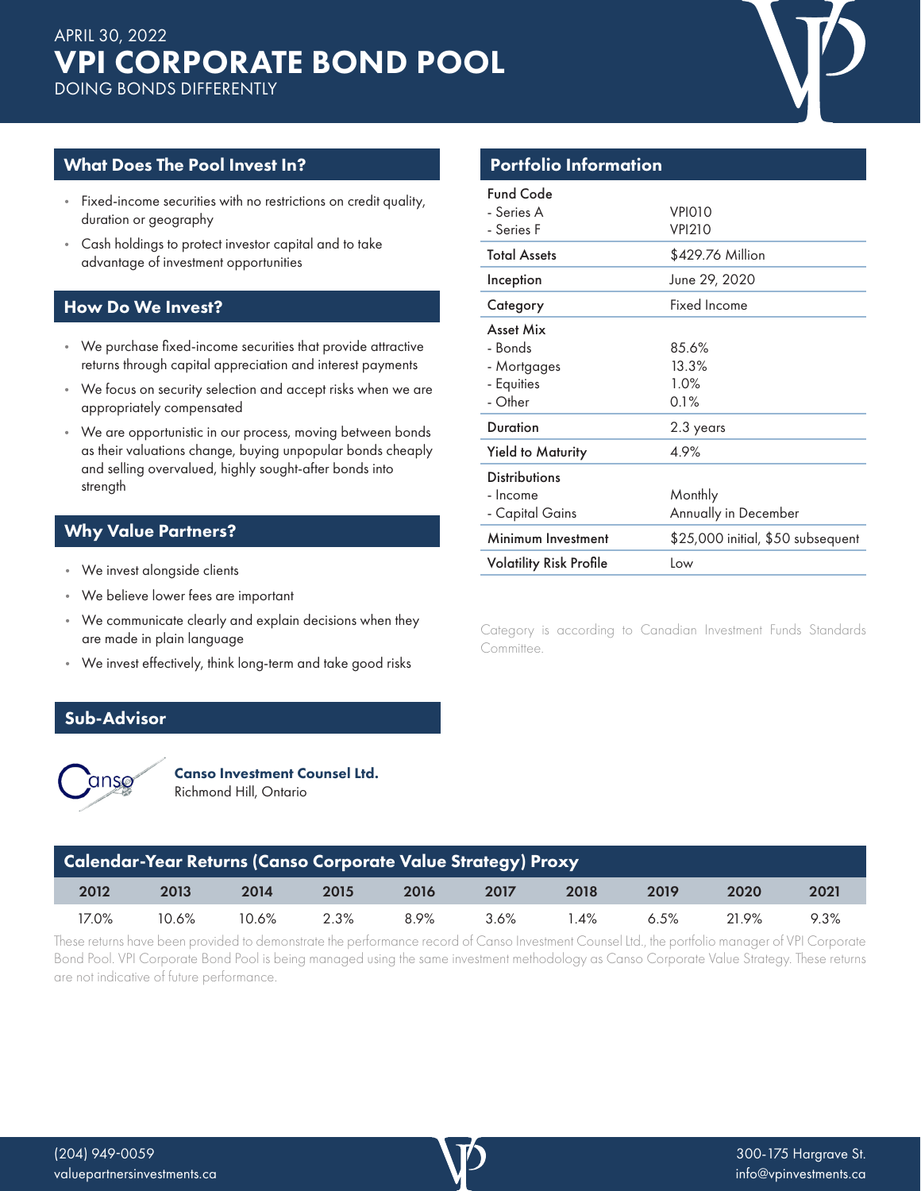APRIL 30, 2022

# VPI CORPORATE BOND POOL

DOING BONDS DIFFERENTLY

## What Does The Pool Invest In?

- Fixed-income securities with no restrictions on credit quality, duration or geography
- Cash holdings to protect investor capital and to take advantage of investment opportunities

## How Do We Invest?

- We purchase fixed-income securities that provide attractive returns through capital appreciation and interest payments
- We focus on security selection and accept risks when we are appropriately compensated
- We are opportunistic in our process, moving between bonds as their valuations change, buying unpopular bonds cheaply and selling overvalued, highly sought-after bonds into strength

## Why Value Partners?

- We invest alongside clients
- We believe lower fees are important
- We communicate clearly and explain decisions when they are made in plain language
- We invest effectively, think long-term and take good risks

## Sub-Advisor

**Canso Investment Counsel Ltd.**
Richmond Hill, Ontario

## Portfolio Information

| | |
|---|---|
| Fund Code | |
| - Series A | VPI010 |
| - Series F | VPI210 |
| Total Assets | $429.76 Million |
| Inception | June 29, 2020 |
| Category | Fixed Income |
| Asset Mix | |
| - Bonds | 85.6% |
| - Mortgages | 13.3% |
| - Equities | 1.0% |
| - Other | 0.1% |
| Duration | 2.3 years |
| Yield to Maturity | 4.9% |
| Distributions | |
| - Income | Monthly |
| - Capital Gains | Annually in December |
| Minimum Investment | $25,000 initial, $50 subsequent |
| Volatility Risk Profile | Low |

Category is according to Canadian Investment Funds Standards Committee.

## Calendar-Year Returns (Canso Corporate Value Strategy) Proxy

| 2012 | 2013 | 2014 | 2015 | 2016 | 2017 | 2018 | 2019 | 2020 | 2021 |
|---|---|---|---|---|---|---|---|---|---|
| 17.0% | 10.6% | 10.6% | 2.3% | 8.9% | 3.6% | 1.4% | 6.5% | 21.9% | 9.3% |

These returns have been provided to demonstrate the performance record of Canso Investment Counsel Ltd., the portfolio manager of VPI Corporate Bond Pool. VPI Corporate Bond Pool is being managed using the same investment methodology as Canso Corporate Value Strategy. These returns are not indicative of future performance.

(204) 949-0059
valuepartnersinvestments.ca

300-175 Hargrave St.
info@vpinvestments.ca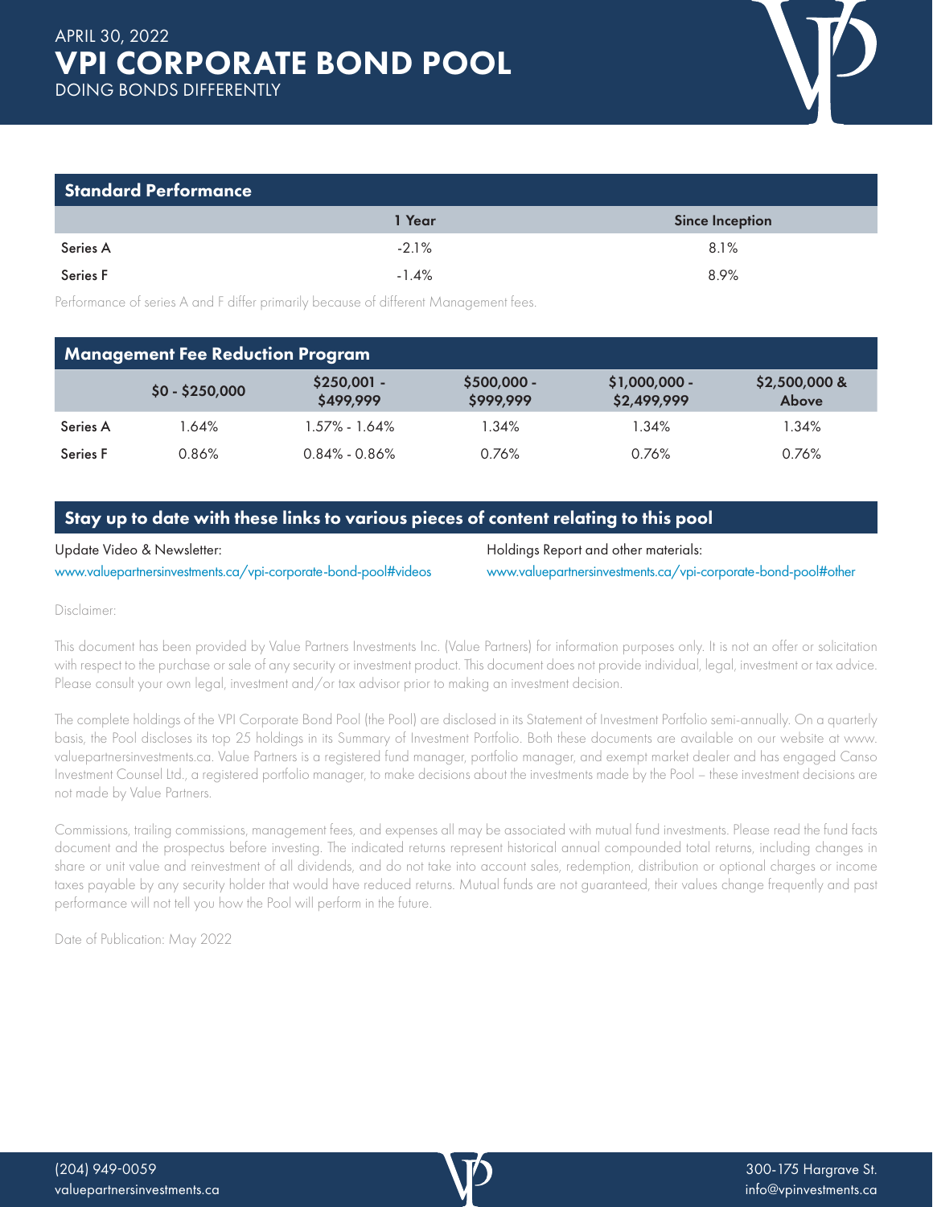APRIL 30, 2022

# VPI CORPORATE BOND POOL

DOING BONDS DIFFERENTLY

## Standard Performance

| | 1 Year | Since Inception |
|---|---|---|
| Series A | -2.1% | 8.1% |
| Series F | -1.4% | 8.9% |

Performance of series A and F differ primarily because of different Management fees.

## Management Fee Reduction Program

| | $0 - $250,000 | $250,001 - $499,999 | $500,000 - $999,999 | $1,000,000 - $2,499,999 | $2,500,000 & Above |
|---|---|---|---|---|---|
| Series A | 1.64% | 1.57% - 1.64% | 1.34% | 1.34% | 1.34% |
| Series F | 0.86% | 0.84% - 0.86% | 0.76% | 0.76% | 0.76% |

## Stay up to date with these links to various pieces of content relating to this pool

Update Video & Newsletter:
www.valuepartnersinvestments.ca/vpi-corporate-bond-pool#videos

Holdings Report and other materials:
www.valuepartnersinvestments.ca/vpi-corporate-bond-pool#other

Disclaimer:

This document has been provided by Value Partners Investments Inc. (Value Partners) for information purposes only. It is not an offer or solicitation with respect to the purchase or sale of any security or investment product. This document does not provide individual, legal, investment or tax advice. Please consult your own legal, investment and/or tax advisor prior to making an investment decision.

The complete holdings of the VPI Corporate Bond Pool (the Pool) are disclosed in its Statement of Investment Portfolio semi-annually. On a quarterly basis, the Pool discloses its top 25 holdings in its Summary of Investment Portfolio. Both these documents are available on our website at www.valuepartnersinvestments.ca. Value Partners is a registered fund manager, portfolio manager, and exempt market dealer and has engaged Canso Investment Counsel Ltd., a registered portfolio manager, to make decisions about the investments made by the Pool – these investment decisions are not made by Value Partners.

Commissions, trailing commissions, management fees, and expenses all may be associated with mutual fund investments. Please read the fund facts document and the prospectus before investing. The indicated returns represent historical annual compounded total returns, including changes in share or unit value and reinvestment of all dividends, and do not take into account sales, redemption, distribution or optional charges or income taxes payable by any security holder that would have reduced returns. Mutual funds are not guaranteed, their values change frequently and past performance will not tell you how the Pool will perform in the future.

Date of Publication: May 2022

(204) 949-0059
valuepartnersinvestments.ca

300-175 Hargrave St.
info@vpinvestments.ca